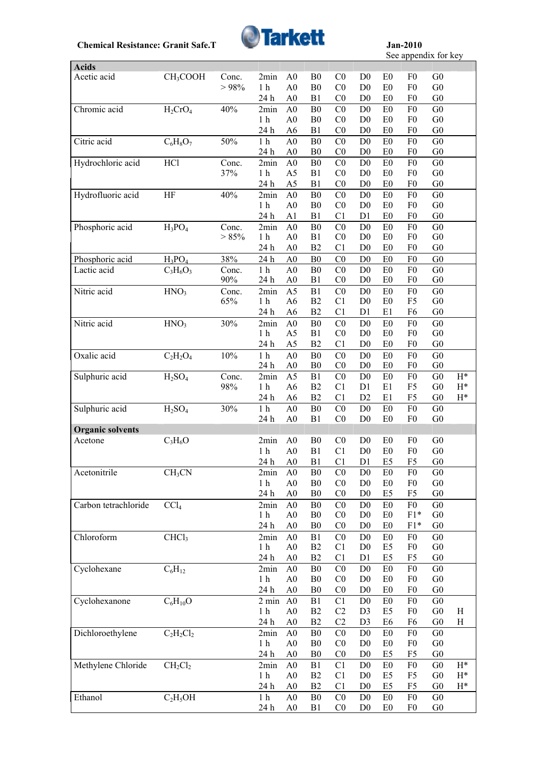**Chemical Resistance: Granit Safe.T**

Tarkett

**Jan-2010**

See appendix for key

| Chemical | Formula | Conc. | Time | A | B | C | D | E | F | G | H |
|---|---|---|---|---|---|---|---|---|---|---|---|
| **Acids** | | | | | | | | | | | |
| Acetic acid | $CH_3COOH$ | Conc. > 98% | 2min | A0 | B0 | C0 | D0 | E0 | F0 | G0 | |
| | | | 1 h | A0 | B0 | C0 | D0 | E0 | F0 | G0 | |
| | | | 24 h | A0 | B1 | C0 | D0 | E0 | F0 | G0 | |
| Chromic acid | $H_2CrO_4$ | 40% | 2min | A0 | B0 | C0 | D0 | E0 | F0 | G0 | |
| | | | 1 h | A0 | B0 | C0 | D0 | E0 | F0 | G0 | |
| | | | 24 h | A6 | B1 | C0 | D0 | E0 | F0 | G0 | |
| Citric acid | $C_6H_8O_7$ | 50% | 1 h | A0 | B0 | C0 | D0 | E0 | F0 | G0 | |
| | | | 24 h | A0 | B0 | C0 | D0 | E0 | F0 | G0 | |
| Hydrochloric acid | HCl | Conc. 37% | 2min | A0 | B0 | C0 | D0 | E0 | F0 | G0 | |
| | | | 1 h | A5 | B1 | C0 | D0 | E0 | F0 | G0 | |
| | | | 24 h | A5 | B1 | C0 | D0 | E0 | F0 | G0 | |
| Hydrofluoric acid | HF | 40% | 2min | A0 | B0 | C0 | D0 | E0 | F0 | G0 | |
| | | | 1 h | A0 | B0 | C0 | D0 | E0 | F0 | G0 | |
| | | | 24 h | A1 | B1 | C1 | D1 | E0 | F0 | G0 | |
| Phosphoric acid | $H_3PO_4$ | Conc. > 85% | 2min | A0 | B0 | C0 | D0 | E0 | F0 | G0 | |
| | | | 1 h | A0 | B1 | C0 | D0 | E0 | F0 | G0 | |
| | | | 24 h | A0 | B2 | C1 | D0 | E0 | F0 | G0 | |
| Phosphoric acid | $H_3PO_4$ | 38% | 24 h | A0 | B0 | C0 | D0 | E0 | F0 | G0 | |
| Lactic acid | $C_3H_6O_3$ | Conc. 90% | 1 h | A0 | B0 | C0 | D0 | E0 | F0 | G0 | |
| | | | 24 h | A0 | B1 | C0 | D0 | E0 | F0 | G0 | |
| Nitric acid | $HNO_3$ | Conc. 65% | 2min | A5 | B1 | C0 | D0 | E0 | F0 | G0 | |
| | | | 1 h | A6 | B2 | C1 | D0 | E0 | F5 | G0 | |
| | | | 24 h | A6 | B2 | C1 | D1 | E1 | F6 | G0 | |
| Nitric acid | $HNO_3$ | 30% | 2min | A0 | B0 | C0 | D0 | E0 | F0 | G0 | |
| | | | 1 h | A5 | B1 | C0 | D0 | E0 | F0 | G0 | |
| | | | 24 h | A5 | B2 | C1 | D0 | E0 | F0 | G0 | |
| Oxalic acid | $C_2H_2O_4$ | 10% | 1 h | A0 | B0 | C0 | D0 | E0 | F0 | G0 | |
| | | | 24 h | A0 | B0 | C0 | D0 | E0 | F0 | G0 | |
| Sulphuric acid | $H_2SO_4$ | Conc. 98% | 2min | A5 | B1 | C0 | D0 | E0 | F0 | G0 | H* |
| | | | 1 h | A6 | B2 | C1 | D1 | E1 | F5 | G0 | H* |
| | | | 24 h | A6 | B2 | C1 | D2 | E1 | F5 | G0 | H* |
| Sulphuric acid | $H_2SO_4$ | 30% | 1 h | A0 | B0 | C0 | D0 | E0 | F0 | G0 | |
| | | | 24 h | A0 | B1 | C0 | D0 | E0 | F0 | G0 | |
| **Organic solvents** | | | | | | | | | | | |
| Acetone | $C_3H_6O$ | | 2min | A0 | B0 | C0 | D0 | E0 | F0 | G0 | |
| | | | 1 h | A0 | B1 | C1 | D0 | E0 | F0 | G0 | |
| | | | 24 h | A0 | B1 | C1 | D1 | E5 | F5 | G0 | |
| Acetonitrile | $CH_3CN$ | | 2min | A0 | B0 | C0 | D0 | E0 | F0 | G0 | |
| | | | 1 h | A0 | B0 | C0 | D0 | E0 | F0 | G0 | |
| | | | 24 h | A0 | B0 | C0 | D0 | E5 | F5 | G0 | |
| Carbon tetrachloride | $CCl_4$ | | 2min | A0 | B0 | C0 | D0 | E0 | F0 | G0 | |
| | | | 1 h | A0 | B0 | C0 | D0 | E0 | F1* | G0 | |
| | | | 24 h | A0 | B0 | C0 | D0 | E0 | F1* | G0 | |
| Chloroform | $CHCl_3$ | | 2min | A0 | B1 | C0 | D0 | E0 | F0 | G0 | |
| | | | 1 h | A0 | B2 | C1 | D0 | E5 | F0 | G0 | |
| | | | 24 h | A0 | B2 | C1 | D1 | E5 | F5 | G0 | |
| Cyclohexane | $C_6H_{12}$ | | 2min | A0 | B0 | C0 | D0 | E0 | F0 | G0 | |
| | | | 1 h | A0 | B0 | C0 | D0 | E0 | F0 | G0 | |
| | | | 24 h | A0 | B0 | C0 | D0 | E0 | F0 | G0 | |
| Cyclohexanone | $C_6H_{10}O$ | | 2 min | A0 | B1 | C1 | D0 | E0 | F0 | G0 | |
| | | | 1 h | A0 | B2 | C2 | D3 | E5 | F0 | G0 | H |
| | | | 24 h | A0 | B2 | C2 | D3 | E6 | F6 | G0 | H |
| Dichloroethylene | $C_2H_2Cl_2$ | | 2min | A0 | B0 | C0 | D0 | E0 | F0 | G0 | |
| | | | 1 h | A0 | B0 | C0 | D0 | E0 | F0 | G0 | |
| | | | 24 h | A0 | B0 | C0 | D0 | E5 | F5 | G0 | |
| Methylene Chloride | $CH_2Cl_2$ | | 2min | A0 | B1 | C1 | D0 | E0 | F0 | G0 | H* |
| | | | 1 h | A0 | B2 | C1 | D0 | E5 | F5 | G0 | H* |
| | | | 24 h | A0 | B2 | C1 | D0 | E5 | F5 | G0 | H* |
| Ethanol | $C_2H_5OH$ | | 1 h | A0 | B0 | C0 | D0 | E0 | F0 | G0 | |
| | | | 24 h | A0 | B1 | C0 | D0 | E0 | F0 | G0 | |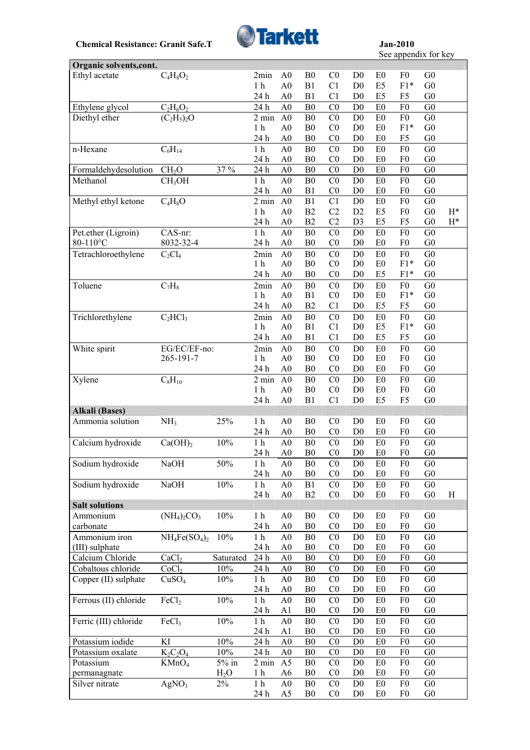**Chemical Resistance: Granit Safe.T** — Jan-2010 — See appendix for key

| Chemical | Formula | Conc. | Time | A | B | C | D | E | F | G | |
|---|---|---|---|---|---|---|---|---|---|---|---|
| **Organic solvents,cont.** | | | | | | | | | | | |
| Ethyl acetate | $C_4H_8O_2$ | | 2min | A0 | B0 | C0 | D0 | E0 | F0 | G0 | |
| | | | 1 h | A0 | B1 | C1 | D0 | E5 | F1* | G0 | |
| | | | 24 h | A0 | B1 | C1 | D0 | E5 | F5 | G0 | |
| Ethylene glycol | $C_2H_6O_2$ | | 24 h | A0 | B0 | C0 | D0 | E0 | F0 | G0 | |
| Diethyl ether | $(C_2H_5)_2O$ | | 2 min | A0 | B0 | C0 | D0 | E0 | F0 | G0 | |
| | | | 1 h | A0 | B0 | C0 | D0 | E0 | F1* | G0 | |
| | | | 24 h | A0 | B0 | C0 | D0 | E0 | F5 | G0 | |
| n-Hexane | $C_6H_{14}$ | | 1 h | A0 | B0 | C0 | D0 | E0 | F0 | G0 | |
| | | | 24 h | A0 | B0 | C0 | D0 | E0 | F0 | G0 | |
| Formaldehydesolution | $CH_2O$ | 37 % | 24 h | A0 | B0 | C0 | D0 | E0 | F0 | G0 | |
| Methanol | $CH_3OH$ | | 1 h | A0 | B0 | C0 | D0 | E0 | F0 | G0 | |
| | | | 24 h | A0 | B1 | C0 | D0 | E0 | F0 | G0 | |
| Methyl ethyl ketone | $C_4H_8O$ | | 2 min | A0 | B1 | C1 | D0 | E0 | F0 | G0 | |
| | | | 1 h | A0 | B2 | C2 | D2 | E5 | F0 | G0 | H* |
| | | | 24 h | A0 | B2 | C2 | D3 | E5 | F5 | G0 | H* |
| Pet.ether (Ligroin) 80-110°C | CAS-nr: 8032-32-4 | | 1 h | A0 | B0 | C0 | D0 | E0 | F0 | G0 | |
| | | | 24 h | A0 | B0 | C0 | D0 | E0 | F0 | G0 | |
| Tetrachloroethylene | $C_2Cl_4$ | | 2min | A0 | B0 | C0 | D0 | E0 | F0 | G0 | |
| | | | 1 h | A0 | B0 | C0 | D0 | E0 | F1* | G0 | |
| | | | 24 h | A0 | B0 | C0 | D0 | E5 | F1* | G0 | |
| Toluene | $C_7H_8$ | | 2min | A0 | B0 | C0 | D0 | E0 | F0 | G0 | |
| | | | 1 h | A0 | B1 | C0 | D0 | E0 | F1* | G0 | |
| | | | 24 h | A0 | B2 | C1 | D0 | E5 | F5 | G0 | |
| Trichlorethylene | $C_2HCl_3$ | | 2min | A0 | B0 | C0 | D0 | E0 | F0 | G0 | |
| | | | 1 h | A0 | B1 | C1 | D0 | E5 | F1* | G0 | |
| | | | 24 h | A0 | B1 | C1 | D0 | E5 | F5 | G0 | |
| White spirit | EG/EC/EF-no: 265-191-7 | | 2min | A0 | B0 | C0 | D0 | E0 | F0 | G0 | |
| | | | 1 h | A0 | B0 | C0 | D0 | E0 | F0 | G0 | |
| | | | 24 h | A0 | B0 | C0 | D0 | E0 | F0 | G0 | |
| Xylene | $C_8H_{10}$ | | 2 min | A0 | B0 | C0 | D0 | E0 | F0 | G0 | |
| | | | 1 h | A0 | B0 | C0 | D0 | E0 | F0 | G0 | |
| | | | 24 h | A0 | B1 | C1 | D0 | E5 | F5 | G0 | |
| **Alkali (Bases)** | | | | | | | | | | | |
| Ammonia solution | $NH_3$ | 25% | 1 h | A0 | B0 | C0 | D0 | E0 | F0 | G0 | |
| | | | 24 h | A0 | B0 | C0 | D0 | E0 | F0 | G0 | |
| Calcium hydroxide | $Ca(OH)_2$ | 10% | 1 h | A0 | B0 | C0 | D0 | E0 | F0 | G0 | |
| | | | 24 h | A0 | B0 | C0 | D0 | E0 | F0 | G0 | |
| Sodium hydroxide | $NaOH$ | 50% | 1 h | A0 | B0 | C0 | D0 | E0 | F0 | G0 | |
| | | | 24 h | A0 | B0 | C0 | D0 | E0 | F0 | G0 | |
| Sodium hydroxide | $NaOH$ | 10% | 1 h | A0 | B1 | C0 | D0 | E0 | F0 | G0 | |
| | | | 24 h | A0 | B2 | C0 | D0 | E0 | F0 | G0 | H |
| **Salt solutions** | | | | | | | | | | | |
| Ammonium carbonate | $(NH_4)_2CO_3$ | 10% | 1 h | A0 | B0 | C0 | D0 | E0 | F0 | G0 | |
| | | | 24 h | A0 | B0 | C0 | D0 | E0 | F0 | G0 | |
| Ammonium iron (III) sulphate | $NH_4Fe(SO_4)_2$ | 10% | 1 h | A0 | B0 | C0 | D0 | E0 | F0 | G0 | |
| | | | 24 h | A0 | B0 | C0 | D0 | E0 | F0 | G0 | |
| Calcium Chloride | $CaCl_2$ | Saturated | 24 h | A0 | B0 | C0 | D0 | E0 | F0 | G0 | |
| Cobaltous chloride | $CoCl_2$ | 10% | 24 h | A0 | B0 | C0 | D0 | E0 | F0 | G0 | |
| Copper (II) sulphate | $CuSO_4$ | 10% | 1 h | A0 | B0 | C0 | D0 | E0 | F0 | G0 | |
| | | | 24 h | A0 | B0 | C0 | D0 | E0 | F0 | G0 | |
| Ferrous (II) chloride | $FeCl_2$ | 10% | 1 h | A0 | B0 | C0 | D0 | E0 | F0 | G0 | |
| | | | 24 h | A1 | B0 | C0 | D0 | E0 | F0 | G0 | |
| Ferric (III) chloride | $FeCl_3$ | 10% | 1 h | A0 | B0 | C0 | D0 | E0 | F0 | G0 | |
| | | | 24 h | A1 | B0 | C0 | D0 | E0 | F0 | G0 | |
| Potassium iodide | $KI$ | 10% | 24 h | A0 | B0 | C0 | D0 | E0 | F0 | G0 | |
| Potassium oxalate | $K_2C_2O_4$ | 10% | 24 h | A0 | B0 | C0 | D0 | E0 | F0 | G0 | |
| Potassium permanagnate | $KMnO_4$ | 5% in $H_2O$ | 2 min | A5 | B0 | C0 | D0 | E0 | F0 | G0 | |
| | | | 1 h | A6 | B0 | C0 | D0 | E0 | F0 | G0 | |
| Silver nitrate | $AgNO_3$ | 2% | 1 h | A0 | B0 | C0 | D0 | E0 | F0 | G0 | |
| | | | 24 h | A5 | B0 | C0 | D0 | E0 | F0 | G0 | |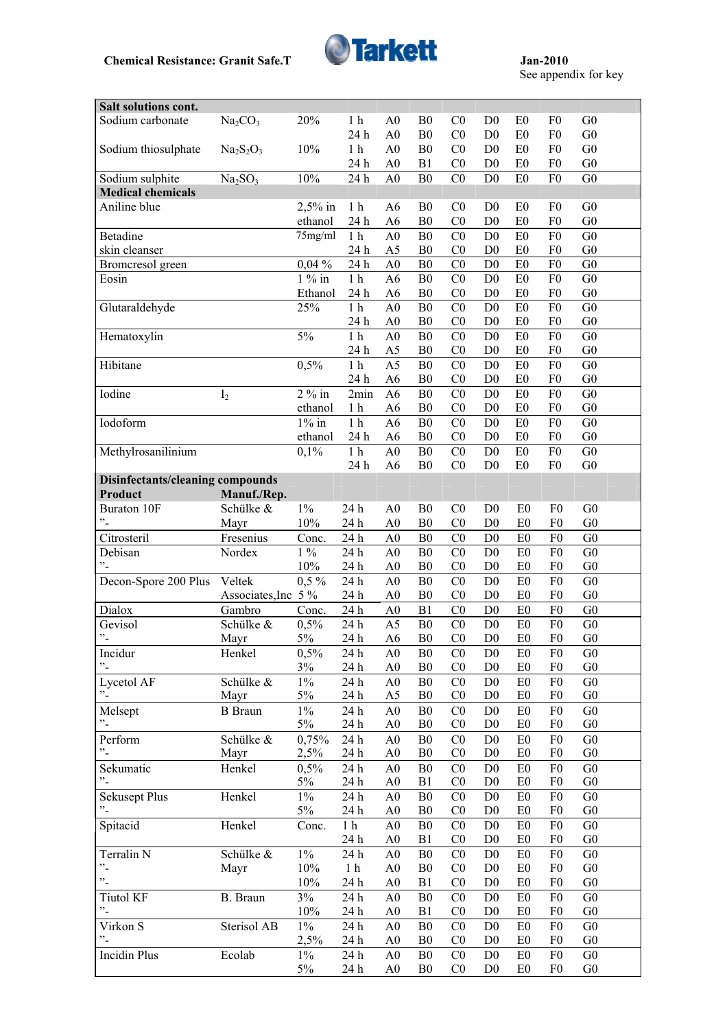**Chemical Resistance: Granit Safe.T**

Jan-2010
See appendix for key

| Salt solutions cont. | | | | | | | | | | |
|---|---|---|---|---|---|---|---|---|---|---|
| Sodium carbonate | $Na_2CO_3$ | 20% | 1 h | A0 | B0 | C0 | D0 | E0 | F0 | G0 |
| | | | 24 h | A0 | B0 | C0 | D0 | E0 | F0 | G0 |
| Sodium thiosulphate | $Na_2S_2O_3$ | 10% | 1 h | A0 | B0 | C0 | D0 | E0 | F0 | G0 |
| | | | 24 h | A0 | B1 | C0 | D0 | E0 | F0 | G0 |
| Sodium sulphite | $Na_2SO_3$ | 10% | 24 h | A0 | B0 | C0 | D0 | E0 | F0 | G0 |
| **Medical chemicals** | | | | | | | | | | |
| Aniline blue | | 2,5% in | 1 h | A6 | B0 | C0 | D0 | E0 | F0 | G0 |
| | | ethanol | 24 h | A6 | B0 | C0 | D0 | E0 | F0 | G0 |
| Betadine | | 75mg/ml | 1 h | A0 | B0 | C0 | D0 | E0 | F0 | G0 |
| skin cleanser | | | 24 h | A5 | B0 | C0 | D0 | E0 | F0 | G0 |
| Bromcresol green | | 0,04 % | 24 h | A0 | B0 | C0 | D0 | E0 | F0 | G0 |
| Eosin | | 1 % in | 1 h | A6 | B0 | C0 | D0 | E0 | F0 | G0 |
| | | Ethanol | 24 h | A6 | B0 | C0 | D0 | E0 | F0 | G0 |
| Glutaraldehyde | | 25% | 1 h | A0 | B0 | C0 | D0 | E0 | F0 | G0 |
| | | | 24 h | A0 | B0 | C0 | D0 | E0 | F0 | G0 |
| Hematoxylin | | 5% | 1 h | A0 | B0 | C0 | D0 | E0 | F0 | G0 |
| | | | 24 h | A5 | B0 | C0 | D0 | E0 | F0 | G0 |
| Hibitane | | 0,5% | 1 h | A5 | B0 | C0 | D0 | E0 | F0 | G0 |
| | | | 24 h | A6 | B0 | C0 | D0 | E0 | F0 | G0 |
| Iodine | $I_2$ | 2 % in | 2min | A6 | B0 | C0 | D0 | E0 | F0 | G0 |
| | | ethanol | 1 h | A6 | B0 | C0 | D0 | E0 | F0 | G0 |
| Iodoform | | 1% in | 1 h | A6 | B0 | C0 | D0 | E0 | F0 | G0 |
| | | ethanol | 24 h | A6 | B0 | C0 | D0 | E0 | F0 | G0 |
| Methylrosanilinium | | 0,1% | 1 h | A0 | B0 | C0 | D0 | E0 | F0 | G0 |
| | | | 24 h | A6 | B0 | C0 | D0 | E0 | F0 | G0 |
| **Disinfectants/cleaning compounds** | | | | | | | | | | |
| **Product** | **Manuf./Rep.** | | | | | | | | | |
| Buraton 10F | Schülke & | 1% | 24 h | A0 | B0 | C0 | D0 | E0 | F0 | G0 |
| ”- | Mayr | 10% | 24 h | A0 | B0 | C0 | D0 | E0 | F0 | G0 |
| Citrosteril | Fresenius | Conc. | 24 h | A0 | B0 | C0 | D0 | E0 | F0 | G0 |
| Debisan | Nordex | 1 % | 24 h | A0 | B0 | C0 | D0 | E0 | F0 | G0 |
| ”- | | 10% | 24 h | A0 | B0 | C0 | D0 | E0 | F0 | G0 |
| Decon-Spore 200 Plus | Veltek | 0,5 % | 24 h | A0 | B0 | C0 | D0 | E0 | F0 | G0 |
| | Associates,Inc | 5 % | 24 h | A0 | B0 | C0 | D0 | E0 | F0 | G0 |
| Dialox | Gambro | Conc. | 24 h | A0 | B1 | C0 | D0 | E0 | F0 | G0 |
| Gevisol | Schülke & | 0,5% | 24 h | A5 | B0 | C0 | D0 | E0 | F0 | G0 |
| ”- | Mayr | 5% | 24 h | A6 | B0 | C0 | D0 | E0 | F0 | G0 |
| Incidur | Henkel | 0,5% | 24 h | A0 | B0 | C0 | D0 | E0 | F0 | G0 |
| ”- | | 3% | 24 h | A0 | B0 | C0 | D0 | E0 | F0 | G0 |
| Lycetol AF | Schülke & | 1% | 24 h | A0 | B0 | C0 | D0 | E0 | F0 | G0 |
| ”- | Mayr | 5% | 24 h | A5 | B0 | C0 | D0 | E0 | F0 | G0 |
| Melsept | B Braun | 1% | 24 h | A0 | B0 | C0 | D0 | E0 | F0 | G0 |
| ”- | | 5% | 24 h | A0 | B0 | C0 | D0 | E0 | F0 | G0 |
| Perform | Schülke & | 0,75% | 24 h | A0 | B0 | C0 | D0 | E0 | F0 | G0 |
| ”- | Mayr | 2,5% | 24 h | A0 | B0 | C0 | D0 | E0 | F0 | G0 |
| Sekumatic | Henkel | 0,5% | 24 h | A0 | B0 | C0 | D0 | E0 | F0 | G0 |
| ”- | | 5% | 24 h | A0 | B1 | C0 | D0 | E0 | F0 | G0 |
| Sekusept Plus | Henkel | 1% | 24 h | A0 | B0 | C0 | D0 | E0 | F0 | G0 |
| ”- | | 5% | 24 h | A0 | B0 | C0 | D0 | E0 | F0 | G0 |
| Spitacid | Henkel | Conc. | 1 h | A0 | B0 | C0 | D0 | E0 | F0 | G0 |
| | | | 24 h | A0 | B1 | C0 | D0 | E0 | F0 | G0 |
| Terralin N | Schülke & | 1% | 24 h | A0 | B0 | C0 | D0 | E0 | F0 | G0 |
| ”- | Mayr | 10% | 1 h | A0 | B0 | C0 | D0 | E0 | F0 | G0 |
| ”- | | 10% | 24 h | A0 | B1 | C0 | D0 | E0 | F0 | G0 |
| Tiutol KF | B. Braun | 3% | 24 h | A0 | B0 | C0 | D0 | E0 | F0 | G0 |
| ”- | | 10% | 24 h | A0 | B1 | C0 | D0 | E0 | F0 | G0 |
| Virkon S | Sterisol AB | 1% | 24 h | A0 | B0 | C0 | D0 | E0 | F0 | G0 |
| ”- | | 2,5% | 24 h | A0 | B0 | C0 | D0 | E0 | F0 | G0 |
| Incidin Plus | Ecolab | 1% | 24 h | A0 | B0 | C0 | D0 | E0 | F0 | G0 |
| | | 5% | 24 h | A0 | B0 | C0 | D0 | E0 | F0 | G0 |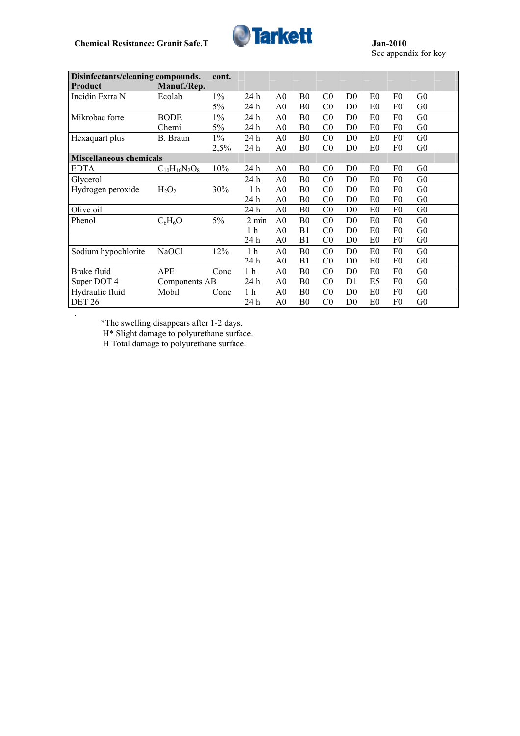**Chemical Resistance: Granit Safe.T**

**Jan-2010**
See appendix for key

| **Disinfectants/cleaning compounds.** | | **cont.** | | | | | | | | |
|---|---|---|---|---|---|---|---|---|---|---|
| **Product** | **Manuf./Rep.** | | | | | | | | | |
| Incidin Extra N | Ecolab | 1% | 24 h | A0 | B0 | C0 | D0 | E0 | F0 | G0 |
| | | 5% | 24 h | A0 | B0 | C0 | D0 | E0 | F0 | G0 |
| Mikrobac forte | BODE Chemi | 1% | 24 h | A0 | B0 | C0 | D0 | E0 | F0 | G0 |
| | | 5% | 24 h | A0 | B0 | C0 | D0 | E0 | F0 | G0 |
| Hexaquart plus | B. Braun | 1% | 24 h | A0 | B0 | C0 | D0 | E0 | F0 | G0 |
| | | 2,5% | 24 h | A0 | B0 | C0 | D0 | E0 | F0 | G0 |
| **Miscellaneous chemicals** | | | | | | | | | | |
| EDTA | $C_{10}H_{16}N_2O_8$ | 10% | 24 h | A0 | B0 | C0 | D0 | E0 | F0 | G0 |
| Glycerol | | | 24 h | A0 | B0 | C0 | D0 | E0 | F0 | G0 |
| Hydrogen peroxide | $H_2O_2$ | 30% | 1 h | A0 | B0 | C0 | D0 | E0 | F0 | G0 |
| | | | 24 h | A0 | B0 | C0 | D0 | E0 | F0 | G0 |
| Olive oil | | | 24 h | A0 | B0 | C0 | D0 | E0 | F0 | G0 |
| Phenol | $C_6H_6O$ | 5% | 2 min | A0 | B0 | C0 | D0 | E0 | F0 | G0 |
| | | | 1 h | A0 | B1 | C0 | D0 | E0 | F0 | G0 |
| | | | 24 h | A0 | B1 | C0 | D0 | E0 | F0 | G0 |
| Sodium hypochlorite | NaOCl | 12% | 1 h | A0 | B0 | C0 | D0 | E0 | F0 | G0 |
| | | | 24 h | A0 | B1 | C0 | D0 | E0 | F0 | G0 |
| Brake fluid Super DOT 4 | APE Components AB | Conc | 1 h | A0 | B0 | C0 | D0 | E0 | F0 | G0 |
| | | | 24 h | A0 | B0 | C0 | D1 | E5 | F0 | G0 |
| Hydraulic fluid DET 26 | Mobil | Conc | 1 h | A0 | B0 | C0 | D0 | E0 | F0 | G0 |
| | | | 24 h | A0 | B0 | C0 | D0 | E0 | F0 | G0 |

*The swelling disappears after 1-2 days.
H* Slight damage to polyurethane surface.
H Total damage to polyurethane surface.